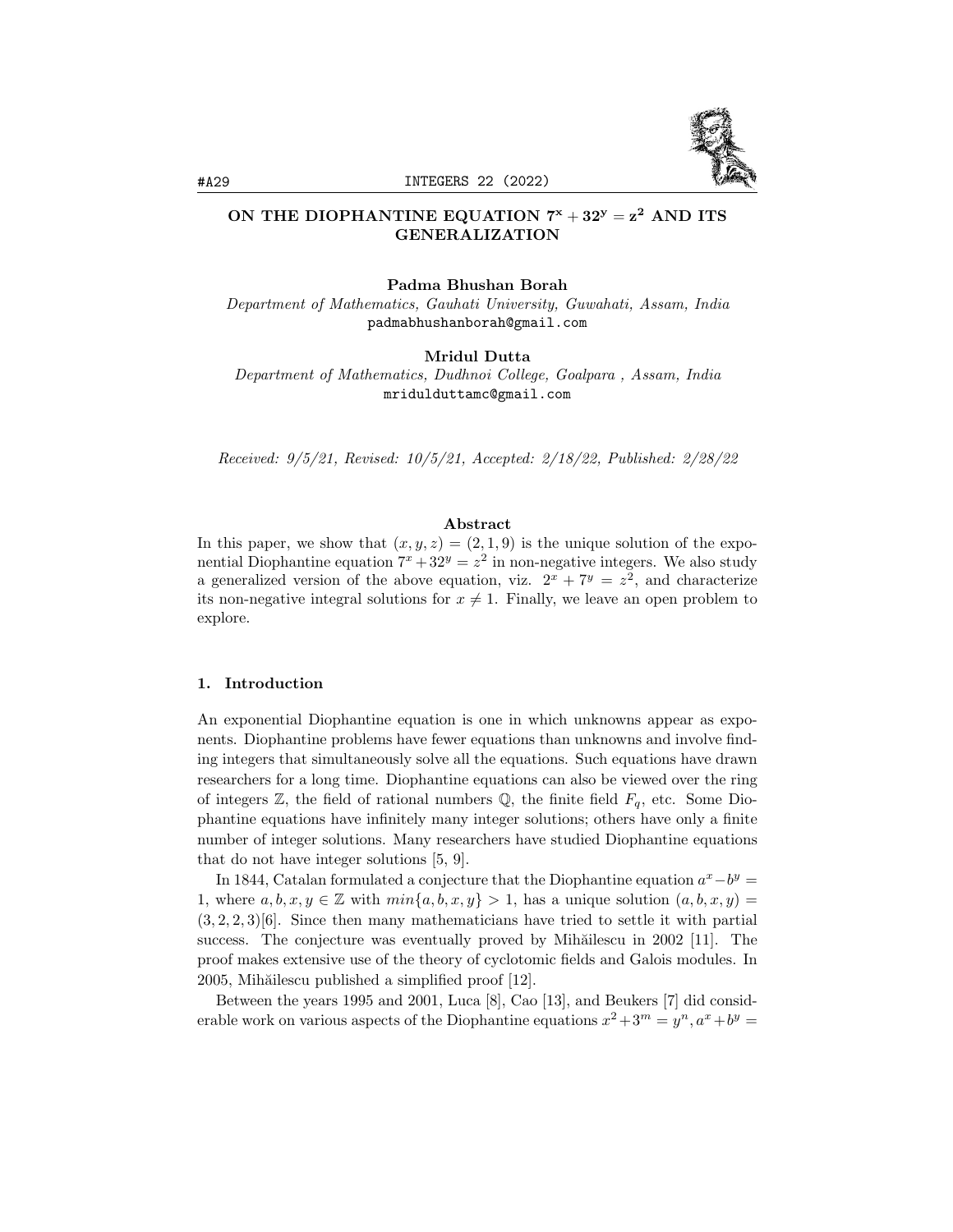# ON THE DIOPHANTINE EQUATION $7^x + 32^y = z^2$ AND ITS GENERALIZATION

**Padma Bhushan Borah**
*Department of Mathematics, Gauhati University, Guwahati, Assam, India*
padmabhushanborah@gmail.com

**Mridul Dutta**
*Department of Mathematics, Dudhnoi College, Goalpara , Assam, India*
mridulduttamc@gmail.com

*Received: 9/5/21, Revised: 10/5/21, Accepted: 2/18/22, Published: 2/28/22*

### Abstract

In this paper, we show that $(x, y, z) = (2, 1, 9)$ is the unique solution of the exponential Diophantine equation $7^x + 32^y = z^2$ in non-negative integers. We also study a generalized version of the above equation, viz. $2^x + 7^y = z^2$, and characterize its non-negative integral solutions for $x \neq 1$. Finally, we leave an open problem to explore.

## 1. Introduction

An exponential Diophantine equation is one in which unknowns appear as exponents. Diophantine problems have fewer equations than unknowns and involve finding integers that simultaneously solve all the equations. Such equations have drawn researchers for a long time. Diophantine equations can also be viewed over the ring of integers $\mathbb{Z}$, the field of rational numbers $\mathbb{Q}$, the finite field $F_q$, etc. Some Diophantine equations have infinitely many integer solutions; others have only a finite number of integer solutions. Many researchers have studied Diophantine equations that do not have integer solutions [5, 9].

In 1844, Catalan formulated a conjecture that the Diophantine equation $a^x - b^y = 1$, where $a, b, x, y \in \mathbb{Z}$ with $min\{a, b, x, y\} > 1$, has a unique solution $(a, b, x, y) = (3, 2, 2, 3)$[6]. Since then many mathematicians have tried to settle it with partial success. The conjecture was eventually proved by Mihăilescu in 2002 [11]. The proof makes extensive use of the theory of cyclotomic fields and Galois modules. In 2005, Mihăilescu published a simplified proof [12].

Between the years 1995 and 2001, Luca [8], Cao [13], and Beukers [7] did considerable work on various aspects of the Diophantine equations $x^2 + 3^m = y^n, a^x + b^y =$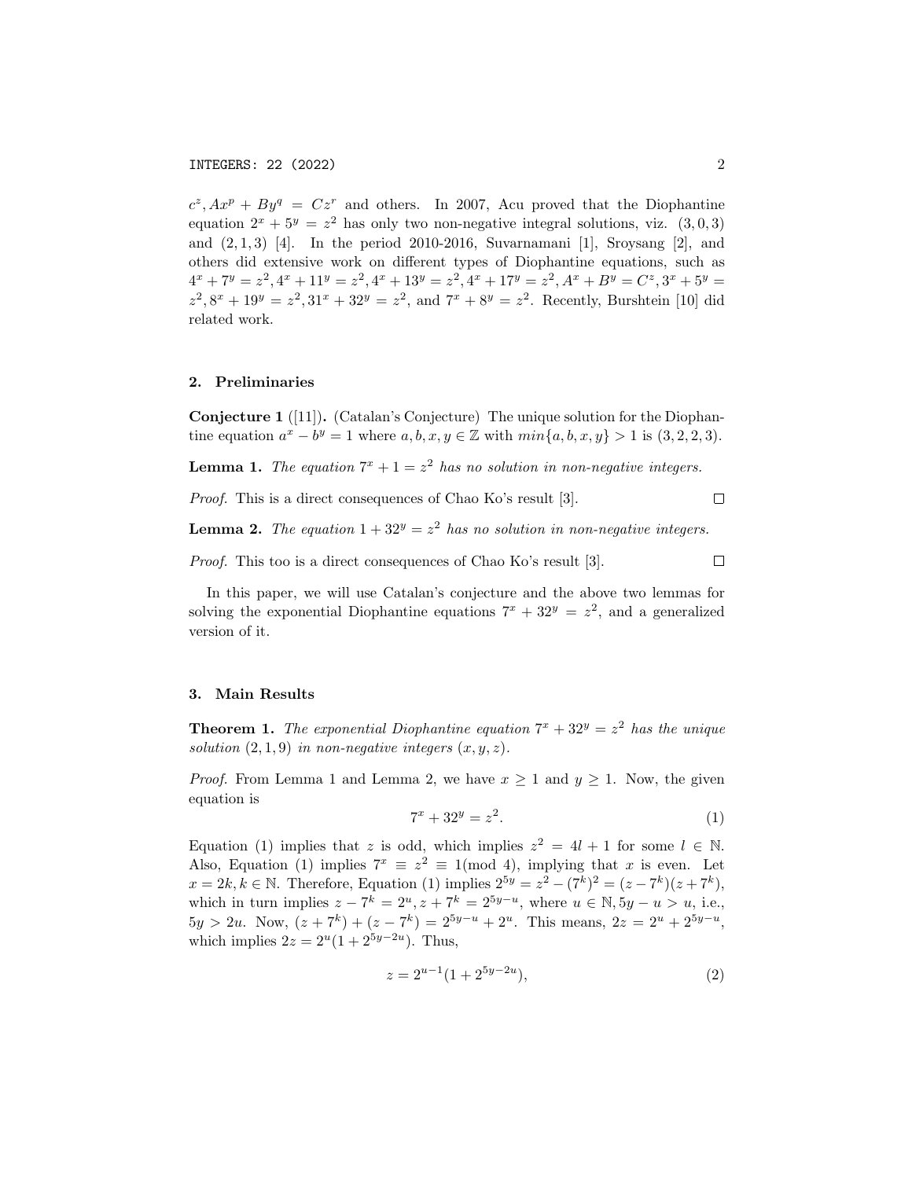$c^z, Ax^p + By^q = Cz^r$ and others. In 2007, Acu proved that the Diophantine equation $2^x + 5^y = z^2$ has only two non-negative integral solutions, viz. $(3, 0, 3)$ and $(2, 1, 3)$ [4]. In the period 2010-2016, Suvarnamani [1], Sroysang [2], and others did extensive work on different types of Diophantine equations, such as $4^x + 7^y = z^2, 4^x + 11^y = z^2, 4^x + 13^y = z^2, 4^x + 17^y = z^2, A^x + B^y = C^z, 3^x + 5^y = z^2, 8^x + 19^y = z^2, 31^x + 32^y = z^2$, and $7^x + 8^y = z^2$. Recently, Burshtein [10] did related work.

## 2. Preliminaries

**Conjecture 1** ([11])**.** (Catalan's Conjecture) The unique solution for the Diophantine equation $a^x - b^y = 1$ where $a, b, x, y \in \mathbb{Z}$ with $min\{a, b, x, y\} > 1$ is $(3, 2, 2, 3)$.

**Lemma 1.** *The equation $7^x + 1 = z^2$ has no solution in non-negative integers.*

*Proof.* This is a direct consequences of Chao Ko's result [3]. □

**Lemma 2.** *The equation $1 + 32^y = z^2$ has no solution in non-negative integers.*

*Proof.* This too is a direct consequences of Chao Ko's result [3]. □

In this paper, we will use Catalan's conjecture and the above two lemmas for solving the exponential Diophantine equations $7^x + 32^y = z^2$, and a generalized version of it.

## 3. Main Results

**Theorem 1.** *The exponential Diophantine equation $7^x + 32^y = z^2$ has the unique solution $(2, 1, 9)$ in non-negative integers $(x, y, z)$.*

*Proof.* From Lemma 1 and Lemma 2, we have $x \geq 1$ and $y \geq 1$. Now, the given equation is

$$7^x + 32^y = z^2. \tag{1}$$

Equation (1) implies that $z$ is odd, which implies $z^2 = 4l + 1$ for some $l \in \mathbb{N}$. Also, Equation (1) implies $7^x \equiv z^2 \equiv 1 \pmod 4$, implying that $x$ is even. Let $x = 2k, k \in \mathbb{N}$. Therefore, Equation (1) implies $2^{5y} = z^2 - (7^k)^2 = (z - 7^k)(z + 7^k)$, which in turn implies $z - 7^k = 2^u, z + 7^k = 2^{5y-u}$, where $u \in \mathbb{N}, 5y - u > u$, i.e., $5y > 2u$. Now, $(z + 7^k) + (z - 7^k) = 2^{5y-u} + 2^u$. This means, $2z = 2^u + 2^{5y-u}$, which implies $2z = 2^u(1 + 2^{5y-2u})$. Thus,

$$z = 2^{u-1}(1 + 2^{5y-2u}), \tag{2}$$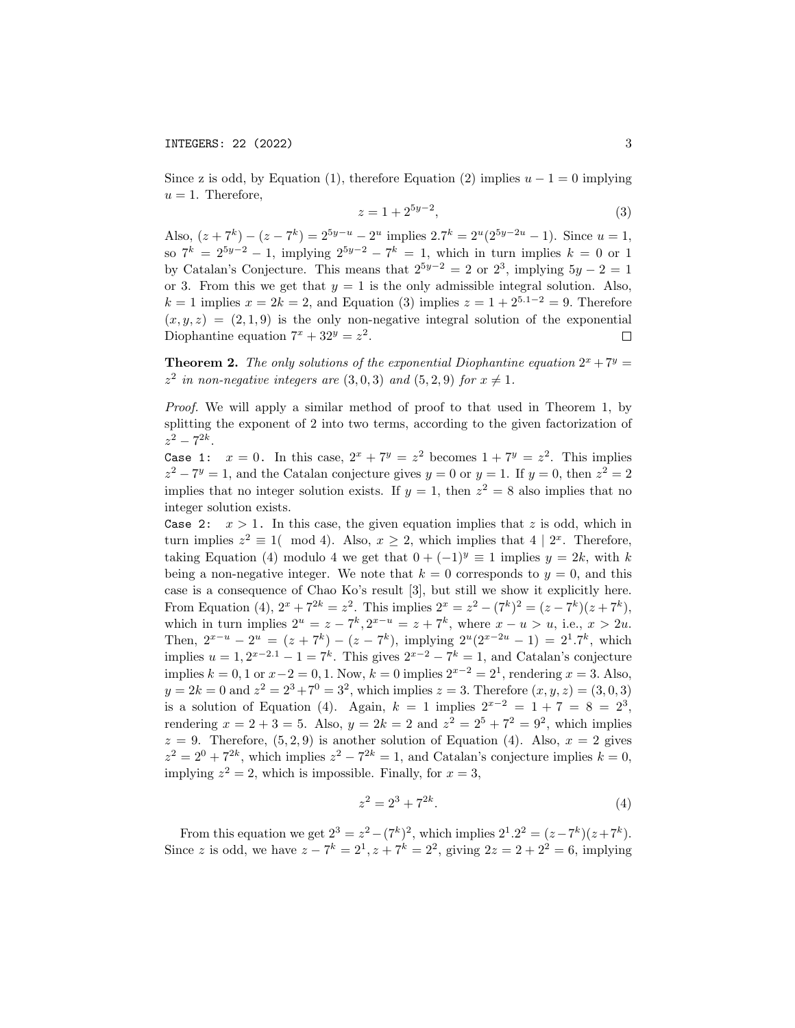Since z is odd, by Equation (1), therefore Equation (2) implies $u - 1 = 0$ implying $u = 1$. Therefore,

$$z = 1 + 2^{5y-2}, \tag{3}$$

Also, $(z + 7^k) - (z - 7^k) = 2^{5y-u} - 2^u$ implies $2.7^k = 2^u(2^{5y-2u} - 1)$. Since $u = 1$, so $7^k = 2^{5y-2} - 1$, implying $2^{5y-2} - 7^k = 1$, which in turn implies $k = 0$ or 1 by Catalan's Conjecture. This means that $2^{5y-2} = 2$ or $2^3$, implying $5y - 2 = 1$ or 3. From this we get that $y = 1$ is the only admissible integral solution. Also, $k = 1$ implies $x = 2k = 2$, and Equation (3) implies $z = 1 + 2^{5.1-2} = 9$. Therefore $(x, y, z) = (2, 1, 9)$ is the only non-negative integral solution of the exponential Diophantine equation $7^x + 32^y = z^2$. □

**Theorem 2.** *The only solutions of the exponential Diophantine equation $2^x + 7^y = z^2$ in non-negative integers are $(3, 0, 3)$ and $(5, 2, 9)$ for $x \neq 1$.*

*Proof.* We will apply a similar method of proof to that used in Theorem 1, by splitting the exponent of 2 into two terms, according to the given factorization of $z^2 - 7^{2k}$.

`Case 1:` $x = 0$. In this case, $2^x + 7^y = z^2$ becomes $1 + 7^y = z^2$. This implies $z^2 - 7^y = 1$, and the Catalan conjecture gives $y = 0$ or $y = 1$. If $y = 0$, then $z^2 = 2$ implies that no integer solution exists. If $y = 1$, then $z^2 = 8$ also implies that no integer solution exists.

`Case 2:` $x > 1$. In this case, the given equation implies that $z$ is odd, which in turn implies $z^2 \equiv 1 (\mod 4)$. Also, $x \geq 2$, which implies that $4 \mid 2^x$. Therefore, taking Equation (4) modulo 4 we get that $0 + (-1)^y \equiv 1$ implies $y = 2k$, with $k$ being a non-negative integer. We note that $k = 0$ corresponds to $y = 0$, and this case is a consequence of Chao Ko's result [3], but still we show it explicitly here. From Equation (4), $2^x + 7^{2k} = z^2$. This implies $2^x = z^2 - (7^k)^2 = (z - 7^k)(z + 7^k)$, which in turn implies $2^u = z - 7^k, 2^{x-u} = z + 7^k$, where $x - u > u$, i.e., $x > 2u$. Then, $2^{x-u} - 2^u = (z + 7^k) - (z - 7^k)$, implying $2^u(2^{x-2u} - 1) = 2^1.7^k$, which implies $u = 1, 2^{x-2.1} - 1 = 7^k$. This gives $2^{x-2} - 7^k = 1$, and Catalan's conjecture implies $k = 0, 1$ or $x - 2 = 0, 1$. Now, $k = 0$ implies $2^{x-2} = 2^1$, rendering $x = 3$. Also, $y = 2k = 0$ and $z^2 = 2^3 + 7^0 = 3^2$, which implies $z = 3$. Therefore $(x, y, z) = (3, 0, 3)$ is a solution of Equation (4). Again, $k = 1$ implies $2^{x-2} = 1 + 7 = 8 = 2^3$, rendering $x = 2 + 3 = 5$. Also, $y = 2k = 2$ and $z^2 = 2^5 + 7^2 = 9^2$, which implies $z = 9$. Therefore, $(5, 2, 9)$ is another solution of Equation (4). Also, $x = 2$ gives $z^2 = 2^0 + 7^{2k}$, which implies $z^2 - 7^{2k} = 1$, and Catalan's conjecture implies $k = 0$, implying $z^2 = 2$, which is impossible. Finally, for $x = 3$,

$$z^2 = 2^3 + 7^{2k}. \tag{4}$$

From this equation we get $2^3 = z^2 - (7^k)^2$, which implies $2^1.2^2 = (z - 7^k)(z + 7^k)$. Since $z$ is odd, we have $z - 7^k = 2^1, z + 7^k = 2^2$, giving $2z = 2 + 2^2 = 6$, implying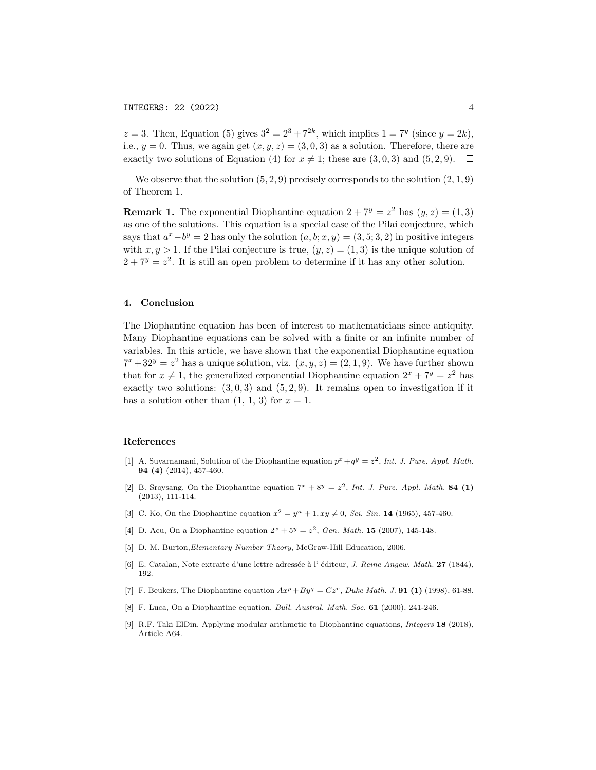$z = 3$. Then, Equation (5) gives $3^2 = 2^3 + 7^{2k}$, which implies $1 = 7^y$ (since $y = 2k$), i.e., $y = 0$. Thus, we again get $(x, y, z) = (3, 0, 3)$ as a solution. Therefore, there are exactly two solutions of Equation (4) for $x \neq 1$; these are $(3, 0, 3)$ and $(5, 2, 9)$. □

We observe that the solution $(5, 2, 9)$ precisely corresponds to the solution $(2, 1, 9)$ of Theorem 1.

**Remark 1.** The exponential Diophantine equation $2 + 7^y = z^2$ has $(y, z) = (1, 3)$ as one of the solutions. This equation is a special case of the Pilai conjecture, which says that $a^x - b^y = 2$ has only the solution $(a, b; x, y) = (3, 5; 3, 2)$ in positive integers with $x, y > 1$. If the Pilai conjecture is true, $(y, z) = (1, 3)$ is the unique solution of $2 + 7^y = z^2$. It is still an open problem to determine if it has any other solution.

## 4. Conclusion

The Diophantine equation has been of interest to mathematicians since antiquity. Many Diophantine equations can be solved with a finite or an infinite number of variables. In this article, we have shown that the exponential Diophantine equation $7^x + 32^y = z^2$ has a unique solution, viz. $(x, y, z) = (2, 1, 9)$. We have further shown that for $x \neq 1$, the generalized exponential Diophantine equation $2^x + 7^y = z^2$ has exactly two solutions: $(3, 0, 3)$ and $(5, 2, 9)$. It remains open to investigation if it has a solution other than $(1, 1, 3)$ for $x = 1$.

## References

[1] A. Suvarnamani, Solution of the Diophantine equation $p^x + q^y = z^2$, *Int. J. Pure. Appl. Math.* **94 (4)** (2014), 457-460.

[2] B. Sroysang, On the Diophantine equation $7^x + 8^y = z^2$, *Int. J. Pure. Appl. Math.* **84 (1)** (2013), 111-114.

[3] C. Ko, On the Diophantine equation $x^2 = y^n + 1, xy \neq 0$, *Sci. Sin.* **14** (1965), 457-460.

[4] D. Acu, On a Diophantine equation $2^x + 5^y = z^2$, *Gen. Math.* **15** (2007), 145-148.

[5] D. M. Burton, *Elementary Number Theory*, McGraw-Hill Education, 2006.

[6] E. Catalan, Note extraite d'une lettre adressée à l' éditeur, *J. Reine Angew. Math.* **27** (1844), 192.

[7] F. Beukers, The Diophantine equation $Ax^p + By^q = Cz^r$, *Duke Math. J.* **91 (1)** (1998), 61-88.

[8] F. Luca, On a Diophantine equation, *Bull. Austral. Math. Soc.* **61** (2000), 241-246.

[9] R.F. Taki ElDin, Applying modular arithmetic to Diophantine equations, *Integers* **18** (2018), Article A64.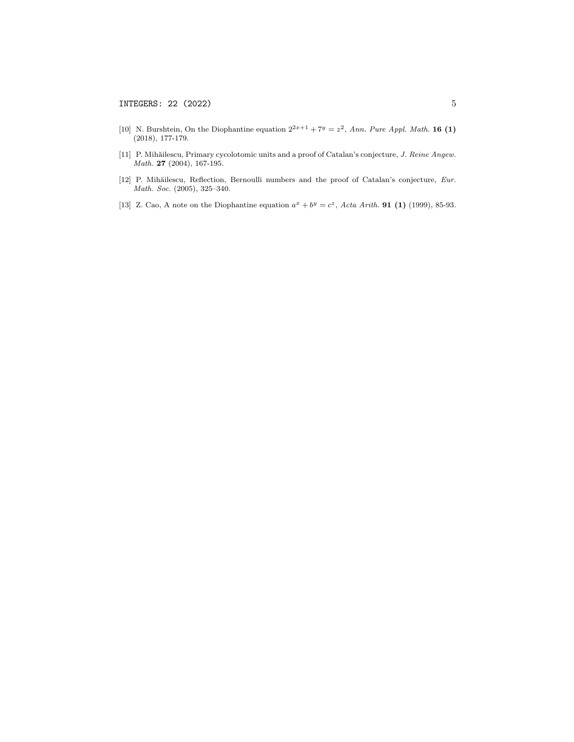[10] N. Burshtein, On the Diophantine equation $2^{2x+1} + 7^y = z^2$, *Ann. Pure Appl. Math.* **16 (1)** (2018), 177-179.

[11] P. Mihăilescu, Primary cycolotomic units and a proof of Catalan's conjecture, *J. Reine Angew. Math.* **27** (2004), 167-195.

[12] P. Mihăilescu, Reflection, Bernoulli numbers and the proof of Catalan's conjecture, *Eur. Math. Soc.* (2005), 325–340.

[13] Z. Cao, A note on the Diophantine equation $a^x + b^y = c^z$, *Acta Arith.* **91 (1)** (1999), 85-93.